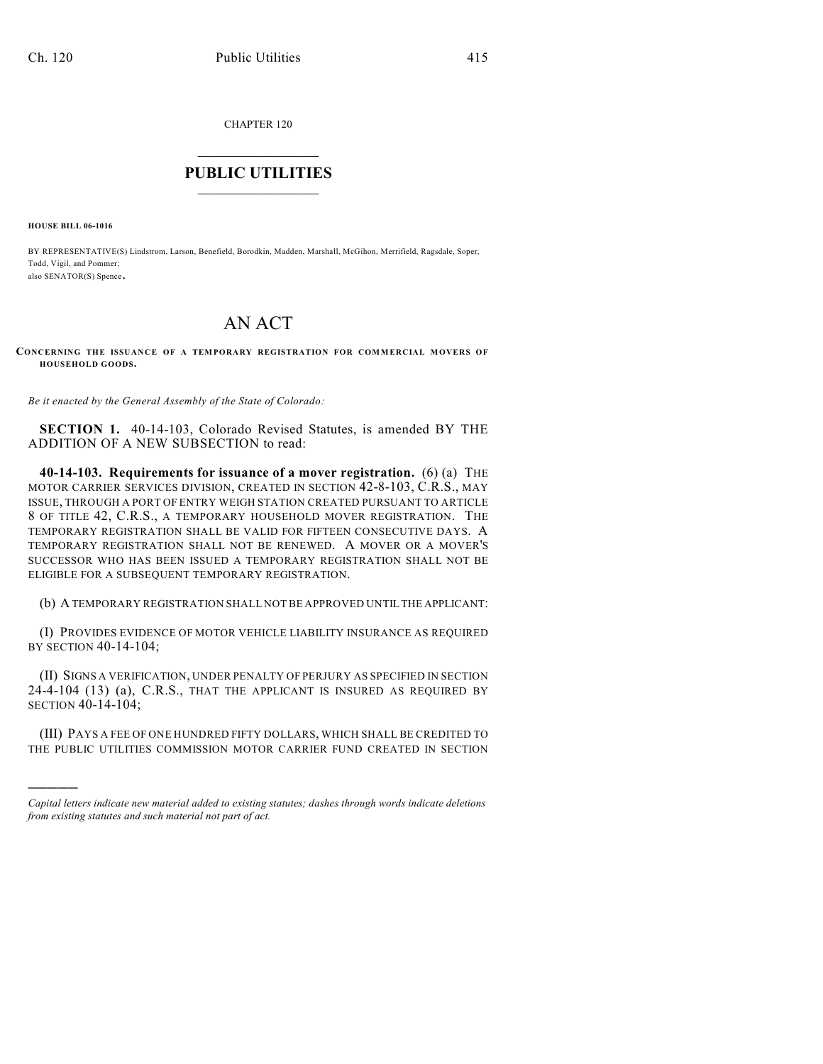CHAPTER 120

# PUBLIC UTILITIES

**HOUSE BILL 06-1016**

BY REPRESENTATIVE(S) Lindstrom, Larson, Benefield, Borodkin, Madden, Marshall, McGihon, Merrifield, Ragsdale, Soper, Todd, Vigil, and Pommer;
also SENATOR(S) Spence.

# AN ACT

**CONCERNING THE ISSUANCE OF A TEMPORARY REGISTRATION FOR COMMERCIAL MOVERS OF HOUSEHOLD GOODS.**

*Be it enacted by the General Assembly of the State of Colorado:*

**SECTION 1.** 40-14-103, Colorado Revised Statutes, is amended BY THE ADDITION OF A NEW SUBSECTION to read:

**40-14-103. Requirements for issuance of a mover registration.** (6) (a) THE MOTOR CARRIER SERVICES DIVISION, CREATED IN SECTION 42-8-103, C.R.S., MAY ISSUE, THROUGH A PORT OF ENTRY WEIGH STATION CREATED PURSUANT TO ARTICLE 8 OF TITLE 42, C.R.S., A TEMPORARY HOUSEHOLD MOVER REGISTRATION. THE TEMPORARY REGISTRATION SHALL BE VALID FOR FIFTEEN CONSECUTIVE DAYS. A TEMPORARY REGISTRATION SHALL NOT BE RENEWED. A MOVER OR A MOVER'S SUCCESSOR WHO HAS BEEN ISSUED A TEMPORARY REGISTRATION SHALL NOT BE ELIGIBLE FOR A SUBSEQUENT TEMPORARY REGISTRATION.

(b) A TEMPORARY REGISTRATION SHALL NOT BE APPROVED UNTIL THE APPLICANT:

(I) PROVIDES EVIDENCE OF MOTOR VEHICLE LIABILITY INSURANCE AS REQUIRED BY SECTION 40-14-104;

(II) SIGNS A VERIFICATION, UNDER PENALTY OF PERJURY AS SPECIFIED IN SECTION 24-4-104 (13) (a), C.R.S., THAT THE APPLICANT IS INSURED AS REQUIRED BY SECTION 40-14-104;

(III) PAYS A FEE OF ONE HUNDRED FIFTY DOLLARS, WHICH SHALL BE CREDITED TO THE PUBLIC UTILITIES COMMISSION MOTOR CARRIER FUND CREATED IN SECTION

---

*Capital letters indicate new material added to existing statutes; dashes through words indicate deletions from existing statutes and such material not part of act.*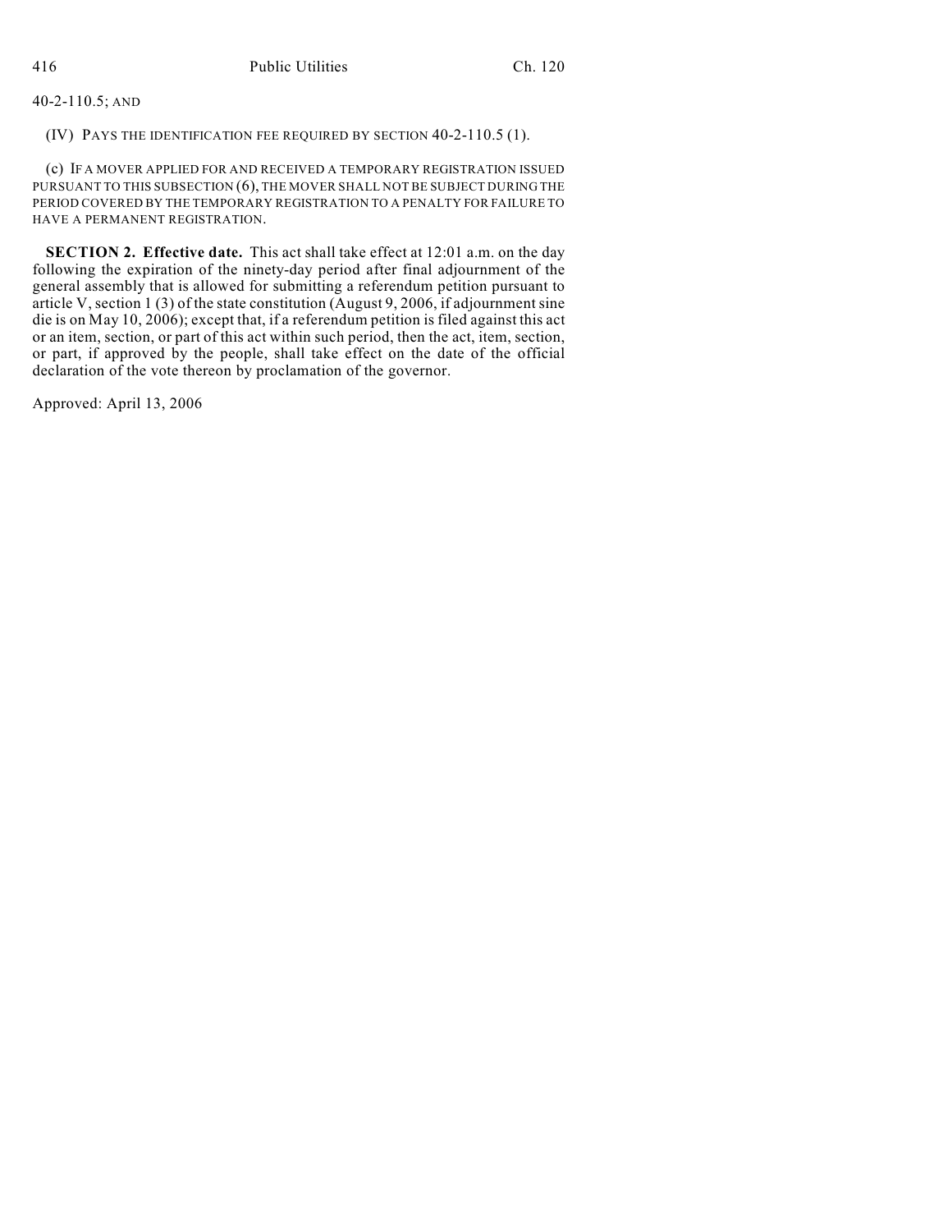40-2-110.5; AND

(IV) PAYS THE IDENTIFICATION FEE REQUIRED BY SECTION 40-2-110.5 (1).

(c) IF A MOVER APPLIED FOR AND RECEIVED A TEMPORARY REGISTRATION ISSUED PURSUANT TO THIS SUBSECTION (6), THE MOVER SHALL NOT BE SUBJECT DURING THE PERIOD COVERED BY THE TEMPORARY REGISTRATION TO A PENALTY FOR FAILURE TO HAVE A PERMANENT REGISTRATION.

**SECTION 2. Effective date.** This act shall take effect at 12:01 a.m. on the day following the expiration of the ninety-day period after final adjournment of the general assembly that is allowed for submitting a referendum petition pursuant to article V, section 1 (3) of the state constitution (August 9, 2006, if adjournment sine die is on May 10, 2006); except that, if a referendum petition is filed against this act or an item, section, or part of this act within such period, then the act, item, section, or part, if approved by the people, shall take effect on the date of the official declaration of the vote thereon by proclamation of the governor.

Approved: April 13, 2006